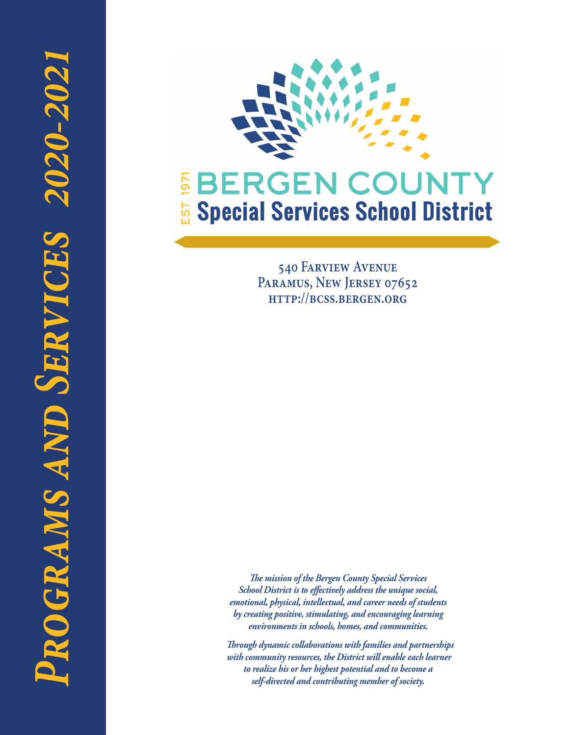# Programs and Services 2020-2021

EST. 1971

# BERGEN COUNTY
## Special Services School District

540 Farview Avenue
Paramus, New Jersey 07652
http://bcss.bergen.org

*The mission of the Bergen County Special Services School District is to effectively address the unique social, emotional, physical, intellectual, and career needs of students by creating positive, stimulating, and encouraging learning environments in schools, homes, and communities.*

*Through dynamic collaborations with families and partnerships with community resources, the District will enable each learner to realize his or her highest potential and to become a self-directed and contributing member of society.*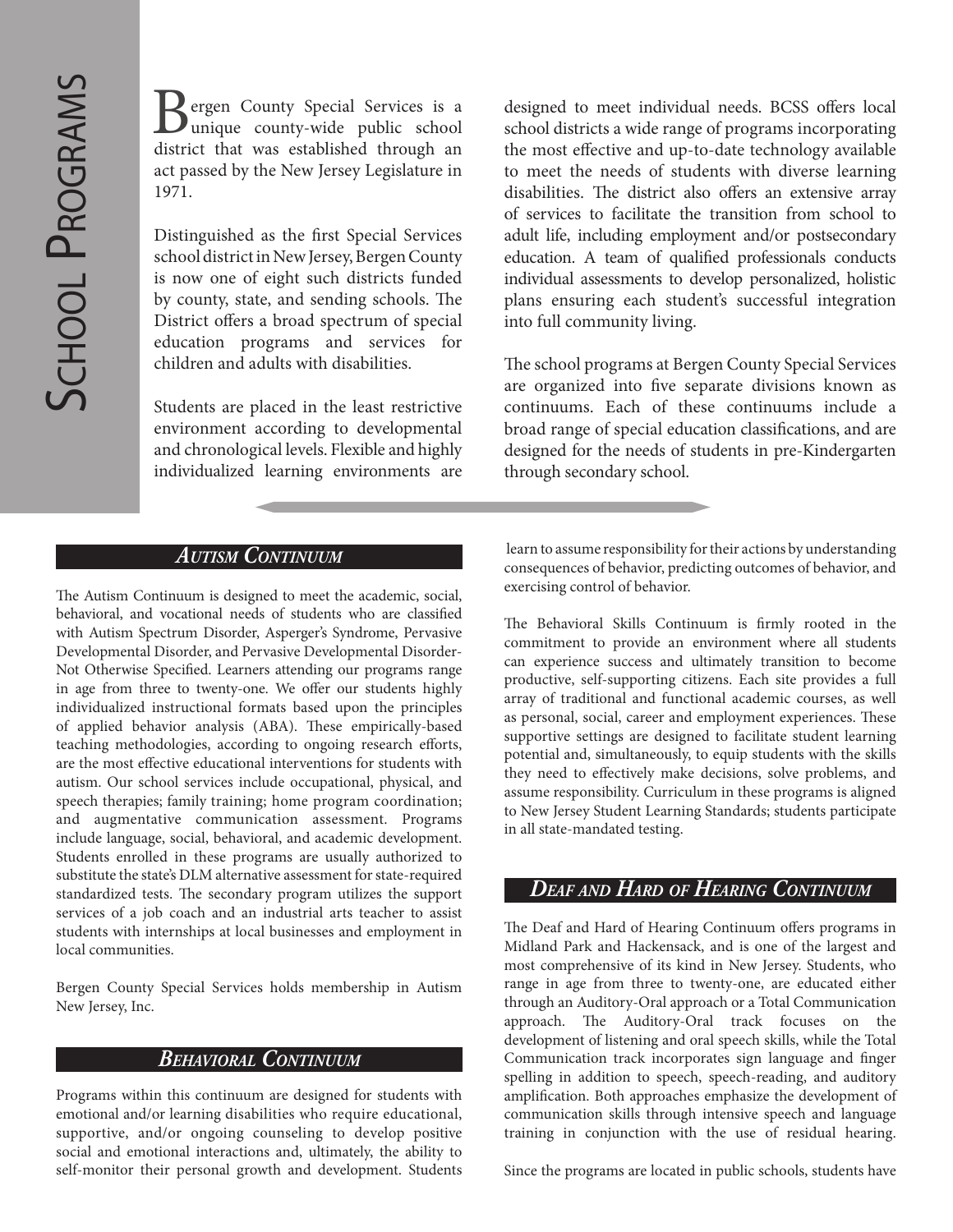# School Programs

Bergen County Special Services is a unique county-wide public school district that was established through an act passed by the New Jersey Legislature in 1971.

Distinguished as the first Special Services school district in New Jersey, Bergen County is now one of eight such districts funded by county, state, and sending schools. The District offers a broad spectrum of special education programs and services for children and adults with disabilities.

Students are placed in the least restrictive environment according to developmental and chronological levels. Flexible and highly individualized learning environments are designed to meet individual needs. BCSS offers local school districts a wide range of programs incorporating the most effective and up-to-date technology available to meet the needs of students with diverse learning disabilities. The district also offers an extensive array of services to facilitate the transition from school to adult life, including employment and/or postsecondary education. A team of qualified professionals conducts individual assessments to develop personalized, holistic plans ensuring each student's successful integration into full community living.

The school programs at Bergen County Special Services are organized into five separate divisions known as continuums. Each of these continuums include a broad range of special education classifications, and are designed for the needs of students in pre-Kindergarten through secondary school.

## *Autism Continuum*

The Autism Continuum is designed to meet the academic, social, behavioral, and vocational needs of students who are classified with Autism Spectrum Disorder, Asperger's Syndrome, Pervasive Developmental Disorder, and Pervasive Developmental Disorder-Not Otherwise Specified. Learners attending our programs range in age from three to twenty-one. We offer our students highly individualized instructional formats based upon the principles of applied behavior analysis (ABA). These empirically-based teaching methodologies, according to ongoing research efforts, are the most effective educational interventions for students with autism. Our school services include occupational, physical, and speech therapies; family training; home program coordination; and augmentative communication assessment. Programs include language, social, behavioral, and academic development. Students enrolled in these programs are usually authorized to substitute the state's DLM alternative assessment for state-required standardized tests. The secondary program utilizes the support services of a job coach and an industrial arts teacher to assist students with internships at local businesses and employment in local communities.

Bergen County Special Services holds membership in Autism New Jersey, Inc.

## *Behavioral Continuum*

Programs within this continuum are designed for students with emotional and/or learning disabilities who require educational, supportive, and/or ongoing counseling to develop positive social and emotional interactions and, ultimately, the ability to self-monitor their personal growth and development. Students learn to assume responsibility for their actions by understanding consequences of behavior, predicting outcomes of behavior, and exercising control of behavior.

The Behavioral Skills Continuum is firmly rooted in the commitment to provide an environment where all students can experience success and ultimately transition to become productive, self-supporting citizens. Each site provides a full array of traditional and functional academic courses, as well as personal, social, career and employment experiences. These supportive settings are designed to facilitate student learning potential and, simultaneously, to equip students with the skills they need to effectively make decisions, solve problems, and assume responsibility. Curriculum in these programs is aligned to New Jersey Student Learning Standards; students participate in all state-mandated testing.

## *Deaf and Hard of Hearing Continuum*

The Deaf and Hard of Hearing Continuum offers programs in Midland Park and Hackensack, and is one of the largest and most comprehensive of its kind in New Jersey. Students, who range in age from three to twenty-one, are educated either through an Auditory-Oral approach or a Total Communication approach. The Auditory-Oral track focuses on the development of listening and oral speech skills, while the Total Communication track incorporates sign language and finger spelling in addition to speech, speech-reading, and auditory amplification. Both approaches emphasize the development of communication skills through intensive speech and language training in conjunction with the use of residual hearing.

Since the programs are located in public schools, students have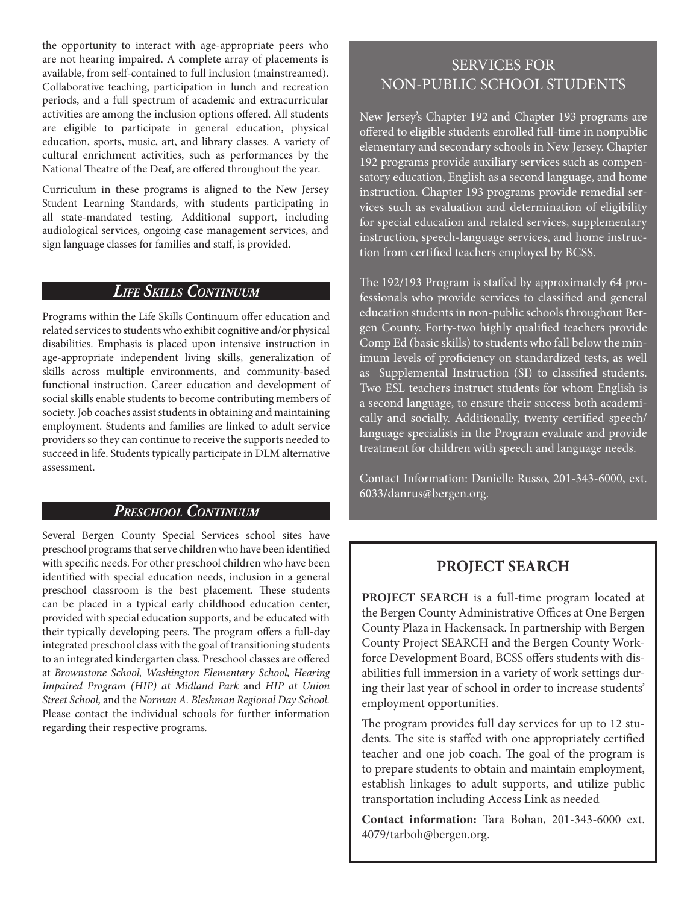the opportunity to interact with age-appropriate peers who are not hearing impaired. A complete array of placements is available, from self-contained to full inclusion (mainstreamed). Collaborative teaching, participation in lunch and recreation periods, and a full spectrum of academic and extracurricular activities are among the inclusion options offered. All students are eligible to participate in general education, physical education, sports, music, art, and library classes. A variety of cultural enrichment activities, such as performances by the National Theatre of the Deaf, are offered throughout the year.

Curriculum in these programs is aligned to the New Jersey Student Learning Standards, with students participating in all state-mandated testing. Additional support, including audiological services, ongoing case management services, and sign language classes for families and staff, is provided.

## *Life Skills Continuum*

Programs within the Life Skills Continuum offer education and related services to students who exhibit cognitive and/or physical disabilities. Emphasis is placed upon intensive instruction in age-appropriate independent living skills, generalization of skills across multiple environments, and community-based functional instruction. Career education and development of social skills enable students to become contributing members of society. Job coaches assist students in obtaining and maintaining employment. Students and families are linked to adult service providers so they can continue to receive the supports needed to succeed in life. Students typically participate in DLM alternative assessment.

## *Preschool Continuum*

Several Bergen County Special Services school sites have preschool programs that serve children who have been identified with specific needs. For other preschool children who have been identified with special education needs, inclusion in a general preschool classroom is the best placement. These students can be placed in a typical early childhood education center, provided with special education supports, and be educated with their typically developing peers. The program offers a full-day integrated preschool class with the goal of transitioning students to an integrated kindergarten class. Preschool classes are offered at *Brownstone School, Washington Elementary School, Hearing Impaired Program (HIP) at Midland Park* and *HIP at Union Street School,* and the *Norman A. Bleshman Regional Day School.* Please contact the individual schools for further information regarding their respective programs.

## Services for Non-Public School Students

New Jersey's Chapter 192 and Chapter 193 programs are offered to eligible students enrolled full-time in nonpublic elementary and secondary schools in New Jersey. Chapter 192 programs provide auxiliary services such as compensatory education, English as a second language, and home instruction. Chapter 193 programs provide remedial services such as evaluation and determination of eligibility for special education and related services, supplementary instruction, speech-language services, and home instruction from certified teachers employed by BCSS.

The 192/193 Program is staffed by approximately 64 professionals who provide services to classified and general education students in non-public schools throughout Bergen County. Forty-two highly qualified teachers provide Comp Ed (basic skills) to students who fall below the minimum levels of proficiency on standardized tests, as well as Supplemental Instruction (SI) to classified students. Two ESL teachers instruct students for whom English is a second language, to ensure their success both academically and socially. Additionally, twenty certified speech/language specialists in the Program evaluate and provide treatment for children with speech and language needs.

Contact Information: Danielle Russo, 201-343-6000, ext. 6033/danrus@bergen.org.

## Project Search

**PROJECT SEARCH** is a full-time program located at the Bergen County Administrative Offices at One Bergen County Plaza in Hackensack. In partnership with Bergen County Project SEARCH and the Bergen County Workforce Development Board, BCSS offers students with disabilities full immersion in a variety of work settings during their last year of school in order to increase students' employment opportunities.

The program provides full day services for up to 12 students. The site is staffed with one appropriately certified teacher and one job coach. The goal of the program is to prepare students to obtain and maintain employment, establish linkages to adult supports, and utilize public transportation including Access Link as needed

**Contact information:** Tara Bohan, 201-343-6000 ext. 4079/tarboh@bergen.org.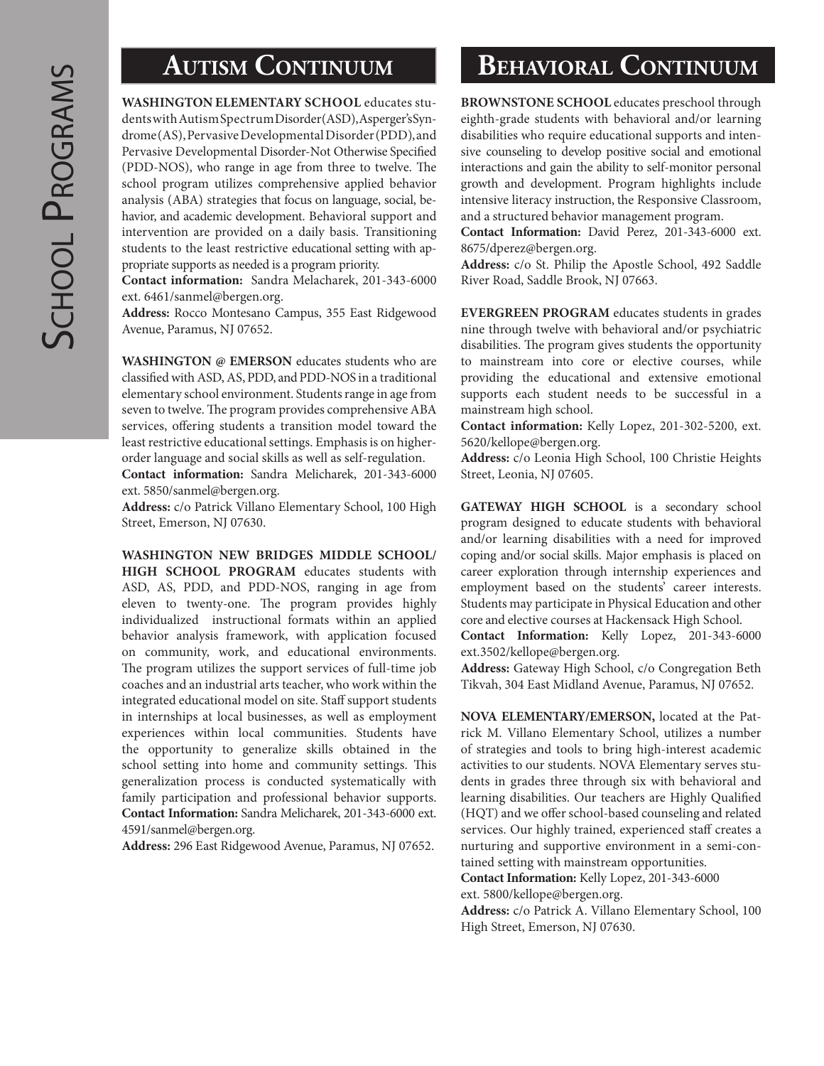## Autism Continuum

**WASHINGTON ELEMENTARY SCHOOL** educates students with Autism Spectrum Disorder (ASD), Asperger's Syndrome (AS), Pervasive Developmental Disorder (PDD), and Pervasive Developmental Disorder-Not Otherwise Specified (PDD-NOS), who range in age from three to twelve. The school program utilizes comprehensive applied behavior analysis (ABA) strategies that focus on language, social, behavior, and academic development. Behavioral support and intervention are provided on a daily basis. Transitioning students to the least restrictive educational setting with appropriate supports as needed is a program priority.

**Contact information:** Sandra Melacharek, 201-343-6000 ext. 6461/sanmel@bergen.org.

**Address:** Rocco Montesano Campus, 355 East Ridgewood Avenue, Paramus, NJ 07652.

**WASHINGTON @ EMERSON** educates students who are classified with ASD, AS, PDD, and PDD-NOS in a traditional elementary school environment. Students range in age from seven to twelve. The program provides comprehensive ABA services, offering students a transition model toward the least restrictive educational settings. Emphasis is on higher-order language and social skills as well as self-regulation.

**Contact information:** Sandra Melicharek, 201-343-6000 ext. 5850/sanmel@bergen.org.

**Address:** c/o Patrick Villano Elementary School, 100 High Street, Emerson, NJ 07630.

**WASHINGTON NEW BRIDGES MIDDLE SCHOOL/ HIGH SCHOOL PROGRAM** educates students with ASD, AS, PDD, and PDD-NOS, ranging in age from eleven to twenty-one. The program provides highly individualized instructional formats within an applied behavior analysis framework, with application focused on community, work, and educational environments. The program utilizes the support services of full-time job coaches and an industrial arts teacher, who work within the integrated educational model on site. Staff support students in internships at local businesses, as well as employment experiences within local communities. Students have the opportunity to generalize skills obtained in the school setting into home and community settings. This generalization process is conducted systematically with family participation and professional behavior supports.

**Contact Information:** Sandra Melicharek, 201-343-6000 ext. 4591/sanmel@bergen.org.

**Address:** 296 East Ridgewood Avenue, Paramus, NJ 07652.

## Behavioral Continuum

**BROWNSTONE SCHOOL** educates preschool through eighth-grade students with behavioral and/or learning disabilities who require educational supports and intensive counseling to develop positive social and emotional interactions and gain the ability to self-monitor personal growth and development. Program highlights include intensive literacy instruction, the Responsive Classroom, and a structured behavior management program.

**Contact Information:** David Perez, 201-343-6000 ext. 8675/dperez@bergen.org.

**Address:** c/o St. Philip the Apostle School, 492 Saddle River Road, Saddle Brook, NJ 07663.

**EVERGREEN PROGRAM** educates students in grades nine through twelve with behavioral and/or psychiatric disabilities. The program gives students the opportunity to mainstream into core or elective courses, while providing the educational and extensive emotional supports each student needs to be successful in a mainstream high school.

**Contact information:** Kelly Lopez, 201-302-5200, ext. 5620/kellope@bergen.org.

**Address:** c/o Leonia High School, 100 Christie Heights Street, Leonia, NJ 07605.

**GATEWAY HIGH SCHOOL** is a secondary school program designed to educate students with behavioral and/or learning disabilities with a need for improved coping and/or social skills. Major emphasis is placed on career exploration through internship experiences and employment based on the students' career interests. Students may participate in Physical Education and other core and elective courses at Hackensack High School.

**Contact Information:** Kelly Lopez, 201-343-6000 ext.3502/kellope@bergen.org.

**Address:** Gateway High School, c/o Congregation Beth Tikvah, 304 East Midland Avenue, Paramus, NJ 07652.

**NOVA ELEMENTARY/EMERSON,** located at the Patrick M. Villano Elementary School, utilizes a number of strategies and tools to bring high-interest academic activities to our students. NOVA Elementary serves students in grades three through six with behavioral and learning disabilities. Our teachers are Highly Qualified (HQT) and we offer school-based counseling and related services. Our highly trained, experienced staff creates a nurturing and supportive environment in a semi-contained setting with mainstream opportunities.

**Contact Information:** Kelly Lopez, 201-343-6000 ext. 5800/kellope@bergen.org.

**Address:** c/o Patrick A. Villano Elementary School, 100 High Street, Emerson, NJ 07630.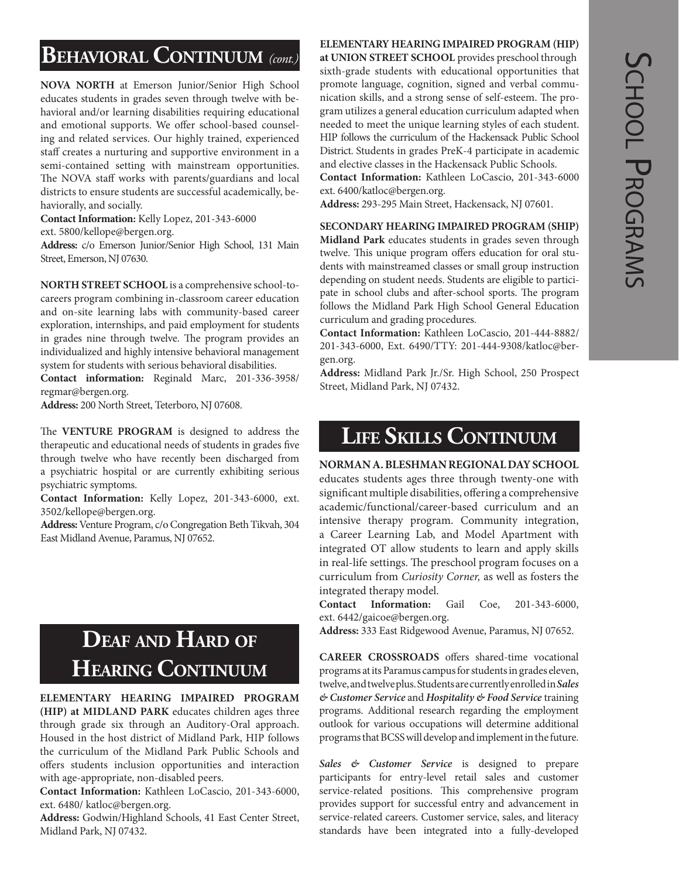## Behavioral Continuum *(cont.)*

**NOVA NORTH** at Emerson Junior/Senior High School educates students in grades seven through twelve with behavioral and/or learning disabilities requiring educational and emotional supports. We offer school-based counseling and related services. Our highly trained, experienced staff creates a nurturing and supportive environment in a semi-contained setting with mainstream opportunities. The NOVA staff works with parents/guardians and local districts to ensure students are successful academically, behaviorally, and socially.

**Contact Information:** Kelly Lopez, 201-343-6000 ext. 5800/kellope@bergen.org.

**Address:** c/o Emerson Junior/Senior High School, 131 Main Street, Emerson, NJ 07630.

**NORTH STREET SCHOOL** is a comprehensive school-to-careers program combining in-classroom career education and on-site learning labs with community-based career exploration, internships, and paid employment for students in grades nine through twelve. The program provides an individualized and highly intensive behavioral management system for students with serious behavioral disabilities.

**Contact information:** Reginald Marc, 201-336-3958/ regmar@bergen.org.

**Address:** 200 North Street, Teterboro, NJ 07608.

The **VENTURE PROGRAM** is designed to address the therapeutic and educational needs of students in grades five through twelve who have recently been discharged from a psychiatric hospital or are currently exhibiting serious psychiatric symptoms.

**Contact Information:** Kelly Lopez, 201-343-6000, ext. 3502/kellope@bergen.org.

**Address:** Venture Program, c/o Congregation Beth Tikvah, 304 East Midland Avenue, Paramus, NJ 07652.

## Deaf and Hard of Hearing Continuum

**ELEMENTARY HEARING IMPAIRED PROGRAM (HIP) at MIDLAND PARK** educates children ages three through grade six through an Auditory-Oral approach. Housed in the host district of Midland Park, HIP follows the curriculum of the Midland Park Public Schools and offers students inclusion opportunities and interaction with age-appropriate, non-disabled peers.

**Contact Information:** Kathleen LoCascio, 201-343-6000, ext. 6480/ katloc@bergen.org.

**Address:** Godwin/Highland Schools, 41 East Center Street, Midland Park, NJ 07432.

**ELEMENTARY HEARING IMPAIRED PROGRAM (HIP) at UNION STREET SCHOOL** provides preschool through sixth-grade students with educational opportunities that promote language, cognition, signed and verbal communication skills, and a strong sense of self-esteem. The program utilizes a general education curriculum adapted when needed to meet the unique learning styles of each student. HIP follows the curriculum of the Hackensack Public School District. Students in grades PreK-4 participate in academic and elective classes in the Hackensack Public Schools.

**Contact Information:** Kathleen LoCascio, 201-343-6000 ext. 6400/katloc@bergen.org.

**Address:** 293-295 Main Street, Hackensack, NJ 07601.

**SECONDARY HEARING IMPAIRED PROGRAM (SHIP) Midland Park** educates students in grades seven through twelve. This unique program offers education for oral students with mainstreamed classes or small group instruction depending on student needs. Students are eligible to participate in school clubs and after-school sports. The program follows the Midland Park High School General Education curriculum and grading procedures.

**Contact Information:** Kathleen LoCascio, 201-444-8882/ 201-343-6000, Ext. 6490/TTY: 201-444-9308/katloc@bergen.org.

**Address:** Midland Park Jr./Sr. High School, 250 Prospect Street, Midland Park, NJ 07432.

## Life Skills Continuum

**NORMAN A. BLESHMAN REGIONAL DAY SCHOOL** educates students ages three through twenty-one with significant multiple disabilities, offering a comprehensive academic/functional/career-based curriculum and an intensive therapy program. Community integration, a Career Learning Lab, and Model Apartment with integrated OT allow students to learn and apply skills in real-life settings. The preschool program focuses on a curriculum from *Curiosity Corner,* as well as fosters the integrated therapy model.

**Contact Information:** Gail Coe, 201-343-6000, ext. 6442/gaicoe@bergen.org.

**Address:** 333 East Ridgewood Avenue, Paramus, NJ 07652.

**CAREER CROSSROADS** offers shared-time vocational programs at its Paramus campus for students in grades eleven, twelve, and twelve plus. Students are currently enrolled in ***Sales & Customer Service*** and ***Hospitality & Food Service*** training programs. Additional research regarding the employment outlook for various occupations will determine additional programs that BCSS will develop and implement in the future.

***Sales & Customer Service*** is designed to prepare participants for entry-level retail sales and customer service-related positions. This comprehensive program provides support for successful entry and advancement in service-related careers. Customer service, sales, and literacy standards have been integrated into a fully-developed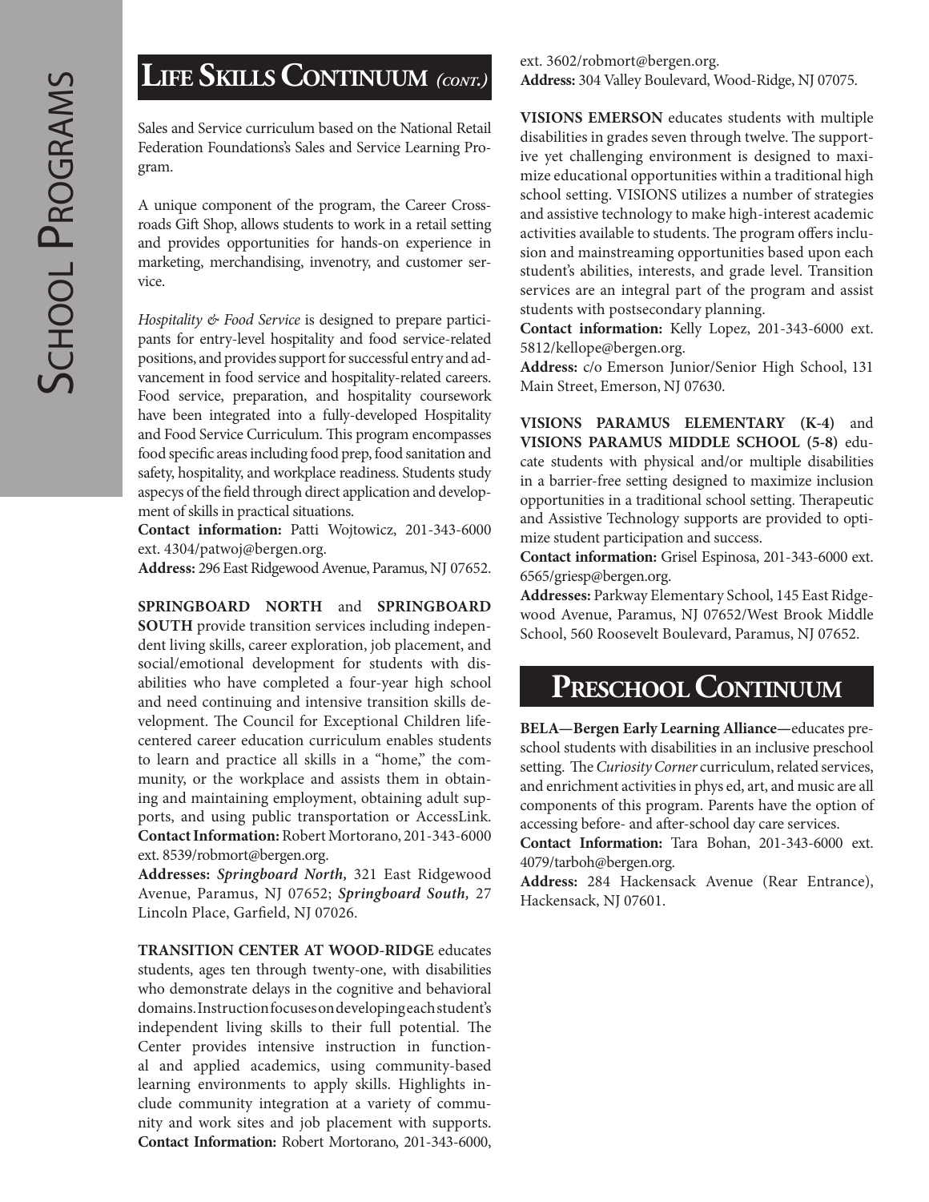## Life Skills Continuum *(cont.)*

Sales and Service curriculum based on the National Retail Federation Foundations's Sales and Service Learning Program.

A unique component of the program, the Career Crossroads Gift Shop, allows students to work in a retail setting and provides opportunities for hands-on experience in marketing, merchandising, invenotry, and customer service.

*Hospitality & Food Service* is designed to prepare participants for entry-level hospitality and food service-related positions, and provides support for successful entry and advancement in food service and hospitality-related careers. Food service, preparation, and hospitality coursework have been integrated into a fully-developed Hospitality and Food Service Curriculum. This program encompasses food specific areas including food prep, food sanitation and safety, hospitality, and workplace readiness. Students study aspecys of the field through direct application and development of skills in practical situations.
**Contact information:** Patti Wojtowicz, 201-343-6000 ext. 4304/patwoj@bergen.org.
**Address:** 296 East Ridgewood Avenue, Paramus, NJ 07652.

**SPRINGBOARD NORTH** and **SPRINGBOARD SOUTH** provide transition services including independent living skills, career exploration, job placement, and social/emotional development for students with disabilities who have completed a four-year high school and need continuing and intensive transition skills development. The Council for Exceptional Children life-centered career education curriculum enables students to learn and practice all skills in a "home," the community, or the workplace and assists them in obtaining and maintaining employment, obtaining adult supports, and using public transportation or AccessLink. **Contact Information:** Robert Mortorano, 201-343-6000 ext. 8539/robmort@bergen.org.
**Addresses:** ***Springboard North,*** 321 East Ridgewood Avenue, Paramus, NJ 07652; ***Springboard South,*** 27 Lincoln Place, Garfield, NJ 07026.

**TRANSITION CENTER AT WOOD-RIDGE** educates students, ages ten through twenty-one, with disabilities who demonstrate delays in the cognitive and behavioral domains. Instruction focuses on developing each student's independent living skills to their full potential. The Center provides intensive instruction in functional and applied academics, using community-based learning environments to apply skills. Highlights include community integration at a variety of community and work sites and job placement with supports. **Contact Information:** Robert Mortorano, 201-343-6000, ext. 3602/robmort@bergen.org.
**Address:** 304 Valley Boulevard, Wood-Ridge, NJ 07075.

**VISIONS EMERSON** educates students with multiple disabilities in grades seven through twelve. The supportive yet challenging environment is designed to maximize educational opportunities within a traditional high school setting. VISIONS utilizes a number of strategies and assistive technology to make high-interest academic activities available to students. The program offers inclusion and mainstreaming opportunities based upon each student's abilities, interests, and grade level. Transition services are an integral part of the program and assist students with postsecondary planning.
**Contact information:** Kelly Lopez, 201-343-6000 ext. 5812/kellope@bergen.org.
**Address:** c/o Emerson Junior/Senior High School, 131 Main Street, Emerson, NJ 07630.

**VISIONS PARAMUS ELEMENTARY (K-4)** and **VISIONS PARAMUS MIDDLE SCHOOL (5-8)** educate students with physical and/or multiple disabilities in a barrier-free setting designed to maximize inclusion opportunities in a traditional school setting. Therapeutic and Assistive Technology supports are provided to optimize student participation and success.
**Contact information:** Grisel Espinosa, 201-343-6000 ext. 6565/griesp@bergen.org.
**Addresses:** Parkway Elementary School, 145 East Ridgewood Avenue, Paramus, NJ 07652/West Brook Middle School, 560 Roosevelt Boulevard, Paramus, NJ 07652.

## Preschool Continuum

**BELA—Bergen Early Learning Alliance—**educates preschool students with disabilities in an inclusive preschool setting. The *Curiosity Corner* curriculum, related services, and enrichment activities in phys ed, art, and music are all components of this program. Parents have the option of accessing before- and after-school day care services.
**Contact Information:** Tara Bohan, 201-343-6000 ext. 4079/tarboh@bergen.org.
**Address:** 284 Hackensack Avenue (Rear Entrance), Hackensack, NJ 07601.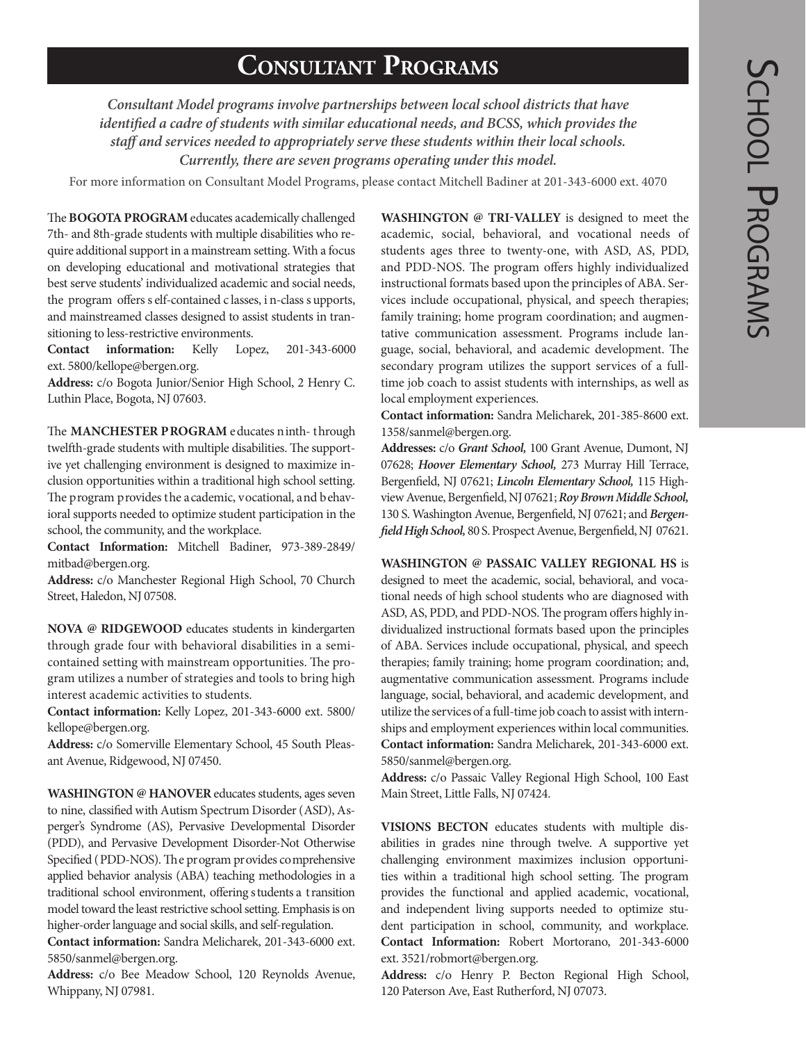# Consultant Programs

***Consultant Model programs involve partnerships between local school districts that have identified a cadre of students with similar educational needs, and BCSS, which provides the staff and services needed to appropriately serve these students within their local schools. Currently, there are seven programs operating under this model.***

For more information on Consultant Model Programs, please contact Mitchell Badiner at 201-343-6000 ext. 4070

The **BOGOTA PROGRAM** educates academically challenged 7th- and 8th-grade students with multiple disabilities who require additional support in a mainstream setting. With a focus on developing educational and motivational strategies that best serve students' individualized academic and social needs, the program offers self-contained classes, in-class supports, and mainstreamed classes designed to assist students in transitioning to less-restrictive environments.

**Contact information:** Kelly Lopez, 201-343-6000 ext. 5800/kellope@bergen.org.

**Address:** c/o Bogota Junior/Senior High School, 2 Henry C. Luthin Place, Bogota, NJ 07603.

The **MANCHESTER PROGRAM** educates ninth- through twelfth-grade students with multiple disabilities. The supportive yet challenging environment is designed to maximize inclusion opportunities within a traditional high school setting. The program provides the academic, vocational, and behavioral supports needed to optimize student participation in the school, the community, and the workplace.

**Contact Information:** Mitchell Badiner, 973-389-2849/ mitbad@bergen.org.

**Address:** c/o Manchester Regional High School, 70 Church Street, Haledon, NJ 07508.

**NOVA @ RIDGEWOOD** educates students in kindergarten through grade four with behavioral disabilities in a semi-contained setting with mainstream opportunities. The program utilizes a number of strategies and tools to bring high interest academic activities to students.

**Contact information:** Kelly Lopez, 201-343-6000 ext. 5800/ kellope@bergen.org.

**Address:** c/o Somerville Elementary School, 45 South Pleasant Avenue, Ridgewood, NJ 07450.

**WASHINGTON @ HANOVER** educates students, ages seven to nine, classified with Autism Spectrum Disorder (ASD), Asperger's Syndrome (AS), Pervasive Developmental Disorder (PDD), and Pervasive Development Disorder-Not Otherwise Specified (PDD-NOS). The program provides comprehensive applied behavior analysis (ABA) teaching methodologies in a traditional school environment, offering students a transition model toward the least restrictive school setting. Emphasis is on higher-order language and social skills, and self-regulation.

**Contact information:** Sandra Melicharek, 201-343-6000 ext. 5850/sanmel@bergen.org.

**Address:** c/o Bee Meadow School, 120 Reynolds Avenue, Whippany, NJ 07981.

**WASHINGTON @ TRI-VALLEY** is designed to meet the academic, social, behavioral, and vocational needs of students ages three to twenty-one, with ASD, AS, PDD, and PDD-NOS. The program offers highly individualized instructional formats based upon the principles of ABA. Services include occupational, physical, and speech therapies; family training; home program coordination; and augmentative communication assessment. Programs include language, social, behavioral, and academic development. The secondary program utilizes the support services of a full-time job coach to assist students with internships, as well as local employment experiences.

**Contact information:** Sandra Melicharek, 201-385-8600 ext. 1358/sanmel@bergen.org.

**Addresses:** c/o ***Grant School,*** 100 Grant Avenue, Dumont, NJ 07628; ***Hoover Elementary School,*** 273 Murray Hill Terrace, Bergenfield, NJ 07621; ***Lincoln Elementary School,*** 115 Highview Avenue, Bergenfield, NJ 07621; ***Roy Brown Middle School,*** 130 S. Washington Avenue, Bergenfield, NJ 07621; and ***Bergenfield High School,*** 80 S. Prospect Avenue, Bergenfield, NJ 07621.

**WASHINGTON @ PASSAIC VALLEY REGIONAL HS** is designed to meet the academic, social, behavioral, and vocational needs of high school students who are diagnosed with ASD, AS, PDD, and PDD-NOS. The program offers highly individualized instructional formats based upon the principles of ABA. Services include occupational, physical, and speech therapies; family training; home program coordination; and, augmentative communication assessment. Programs include language, social, behavioral, and academic development, and utilize the services of a full-time job coach to assist with internships and employment experiences within local communities.

**Contact information:** Sandra Melicharek, 201-343-6000 ext. 5850/sanmel@bergen.org.

**Address:** c/o Passaic Valley Regional High School, 100 East Main Street, Little Falls, NJ 07424.

**VISIONS BECTON** educates students with multiple disabilities in grades nine through twelve. A supportive yet challenging environment maximizes inclusion opportunities within a traditional high school setting. The program provides the functional and applied academic, vocational, and independent living supports needed to optimize student participation in school, community, and workplace.

**Contact Information:** Robert Mortorano, 201-343-6000 ext. 3521/robmort@bergen.org.

**Address:** c/o Henry P. Becton Regional High School, 120 Paterson Ave, East Rutherford, NJ 07073.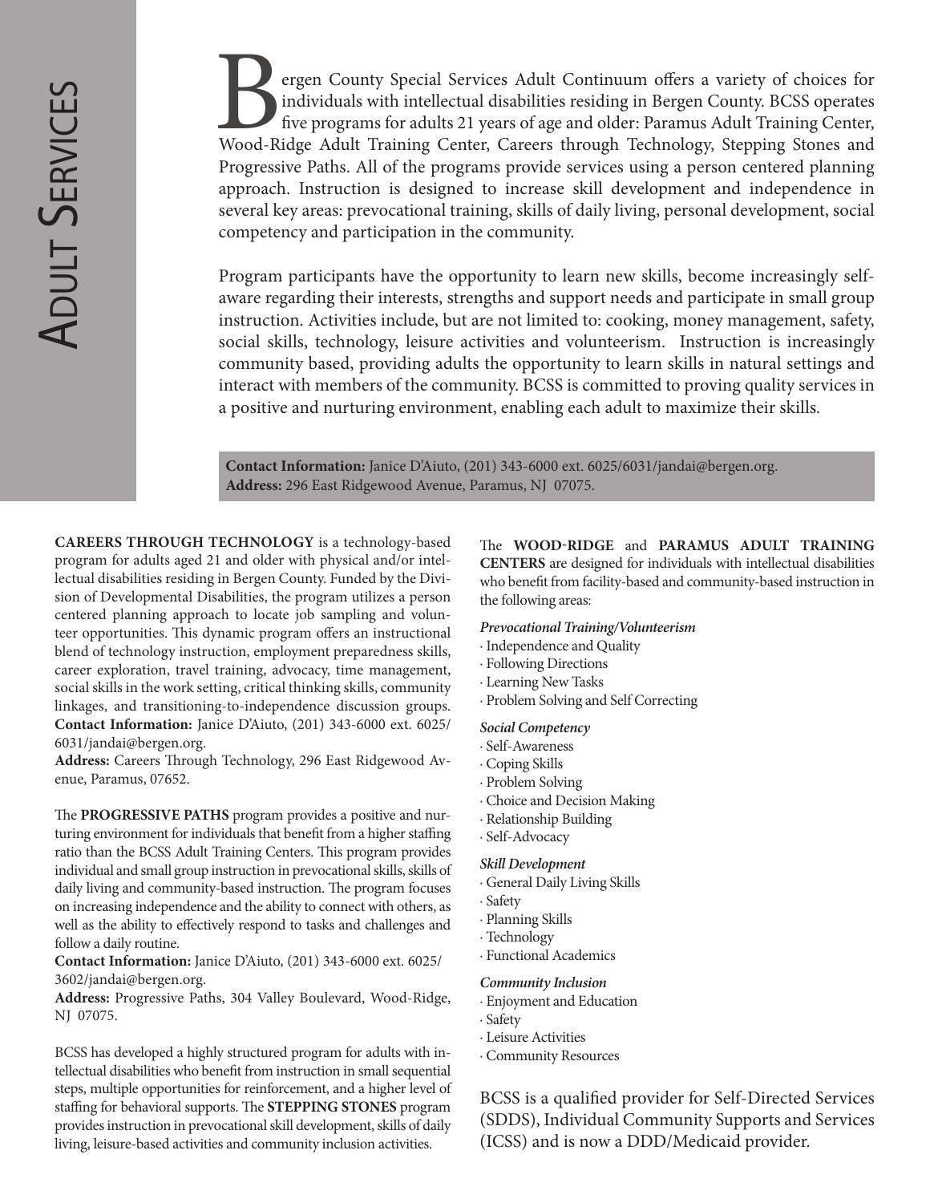# Adult Services

Bergen County Special Services Adult Continuum offers a variety of choices for individuals with intellectual disabilities residing in Bergen County. BCSS operates five programs for adults 21 years of age and older: Paramus Adult Training Center, Wood-Ridge Adult Training Center, Careers through Technology, Stepping Stones and Progressive Paths. All of the programs provide services using a person centered planning approach. Instruction is designed to increase skill development and independence in several key areas: prevocational training, skills of daily living, personal development, social competency and participation in the community.

Program participants have the opportunity to learn new skills, become increasingly self-aware regarding their interests, strengths and support needs and participate in small group instruction. Activities include, but are not limited to: cooking, money management, safety, social skills, technology, leisure activities and volunteerism. Instruction is increasingly community based, providing adults the opportunity to learn skills in natural settings and interact with members of the community. BCSS is committed to proving quality services in a positive and nurturing environment, enabling each adult to maximize their skills.

**Contact Information:** Janice D'Aiuto, (201) 343-6000 ext. 6025/6031/jandai@bergen.org.
**Address:** 296 East Ridgewood Avenue, Paramus, NJ 07075.

**CAREERS THROUGH TECHNOLOGY** is a technology-based program for adults aged 21 and older with physical and/or intellectual disabilities residing in Bergen County. Funded by the Division of Developmental Disabilities, the program utilizes a person centered planning approach to locate job sampling and volunteer opportunities. This dynamic program offers an instructional blend of technology instruction, employment preparedness skills, career exploration, travel training, advocacy, time management, social skills in the work setting, critical thinking skills, community linkages, and transitioning-to-independence discussion groups.
**Contact Information:** Janice D'Aiuto, (201) 343-6000 ext. 6025/6031/jandai@bergen.org.
**Address:** Careers Through Technology, 296 East Ridgewood Avenue, Paramus, 07652.

The **PROGRESSIVE PATHS** program provides a positive and nurturing environment for individuals that benefit from a higher staffing ratio than the BCSS Adult Training Centers. This program provides individual and small group instruction in prevocational skills, skills of daily living and community-based instruction. The program focuses on increasing independence and the ability to connect with others, as well as the ability to effectively respond to tasks and challenges and follow a daily routine.
**Contact Information:** Janice D'Aiuto, (201) 343-6000 ext. 6025/3602/jandai@bergen.org.
**Address:** Progressive Paths, 304 Valley Boulevard, Wood-Ridge, NJ 07075.

BCSS has developed a highly structured program for adults with intellectual disabilities who benefit from instruction in small sequential steps, multiple opportunities for reinforcement, and a higher level of staffing for behavioral supports. The **STEPPING STONES** program provides instruction in prevocational skill development, skills of daily living, leisure-based activities and community inclusion activities.

The **WOOD-RIDGE** and **PARAMUS ADULT TRAINING CENTERS** are designed for individuals with intellectual disabilities who benefit from facility-based and community-based instruction in the following areas:

***Prevocational Training/Volunteerism***
- Independence and Quality
- Following Directions
- Learning New Tasks
- Problem Solving and Self Correcting

***Social Competency***
- Self-Awareness
- Coping Skills
- Problem Solving
- Choice and Decision Making
- Relationship Building
- Self-Advocacy

***Skill Development***
- General Daily Living Skills
- Safety
- Planning Skills
- Technology
- Functional Academics

***Community Inclusion***
- Enjoyment and Education
- Safety
- Leisure Activities
- Community Resources

BCSS is a qualified provider for Self-Directed Services (SDDS), Individual Community Supports and Services (ICSS) and is now a DDD/Medicaid provider.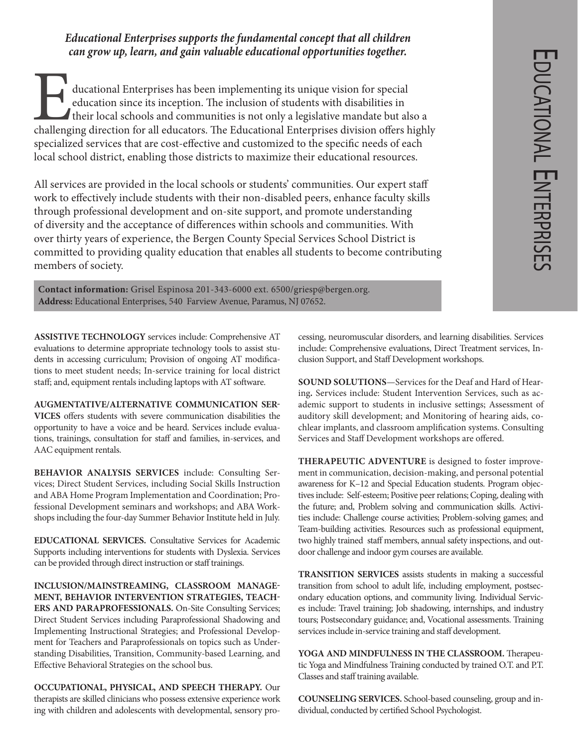# Educational Enterprises

***Educational Enterprises supports the fundamental concept that all children can grow up, learn, and gain valuable educational opportunities together.***

Educational Enterprises has been implementing its unique vision for special education since its inception. The inclusion of students with disabilities in their local schools and communities is not only a legislative mandate but also a challenging direction for all educators. The Educational Enterprises division offers highly specialized services that are cost-effective and customized to the specific needs of each local school district, enabling those districts to maximize their educational resources.

All services are provided in the local schools or students' communities. Our expert staff work to effectively include students with their non-disabled peers, enhance faculty skills through professional development and on-site support, and promote understanding of diversity and the acceptance of differences within schools and communities. With over thirty years of experience, the Bergen County Special Services School District is committed to providing quality education that enables all students to become contributing members of society.

**Contact information:** Grisel Espinosa 201-343-6000 ext. 6500/griesp@bergen.org.
**Address:** Educational Enterprises, 540 Farview Avenue, Paramus, NJ 07652.

**ASSISTIVE TECHNOLOGY** services include: Comprehensive AT evaluations to determine appropriate technology tools to assist students in accessing curriculum; Provision of ongoing AT modifications to meet student needs; In-service training for local district staff; and, equipment rentals including laptops with AT software.

**AUGMENTATIVE/ALTERNATIVE COMMUNICATION SERVICES** offers students with severe communication disabilities the opportunity to have a voice and be heard. Services include evaluations, trainings, consultation for staff and families, in-services, and AAC equipment rentals.

**BEHAVIOR ANALYSIS SERVICES** include: Consulting Services; Direct Student Services, including Social Skills Instruction and ABA Home Program Implementation and Coordination; Professional Development seminars and workshops; and ABA Workshops including the four-day Summer Behavior Institute held in July.

**EDUCATIONAL SERVICES.** Consultative Services for Academic Supports including interventions for students with Dyslexia. Services can be provided through direct instruction or staff trainings.

**INCLUSION/MAINSTREAMING, CLASSROOM MANAGEMENT, BEHAVIOR INTERVENTION STRATEGIES, TEACHERS AND PARAPROFESSIONALS.** On-Site Consulting Services; Direct Student Services including Paraprofessional Shadowing and Implementing Instructional Strategies; and Professional Development for Teachers and Paraprofessionals on topics such as Understanding Disabilities, Transition, Community-based Learning, and Effective Behavioral Strategies on the school bus.

**OCCUPATIONAL, PHYSICAL, AND SPEECH THERAPY.** Our therapists are skilled clinicians who possess extensive experience working with children and adolescents with developmental, sensory processing, neuromuscular disorders, and learning disabilities. Services include: Comprehensive evaluations, Direct Treatment services, Inclusion Support, and Staff Development workshops.

**SOUND SOLUTIONS**—Services for the Deaf and Hard of Hearing**.** Services include: Student Intervention Services, such as academic support to students in inclusive settings; Assessment of auditory skill development; and Monitoring of hearing aids, cochlear implants, and classroom amplification systems. Consulting Services and Staff Development workshops are offered.

**THERAPEUTIC ADVENTURE** is designed to foster improvement in communication, decision-making, and personal potential awareness for K–12 and Special Education students. Program objectives include: Self-esteem; Positive peer relations; Coping, dealing with the future; and, Problem solving and communication skills. Activities include: Challenge course activities; Problem-solving games; and Team-building activities. Resources such as professional equipment, two highly trained staff members, annual safety inspections, and outdoor challenge and indoor gym courses are available.

**TRANSITION SERVICES** assists students in making a successful transition from school to adult life, including employment, postsecondary education options, and community living. Individual Services include: Travel training; Job shadowing, internships, and industry tours; Postsecondary guidance; and, Vocational assessments. Training services include in-service training and staff development.

**YOGA AND MINDFULNESS IN THE CLASSROOM.** Therapeutic Yoga and Mindfulness Training conducted by trained O.T. and P.T. Classes and staff training available.

**COUNSELING SERVICES.** School-based counseling, group and individual, conducted by certified School Psychologist.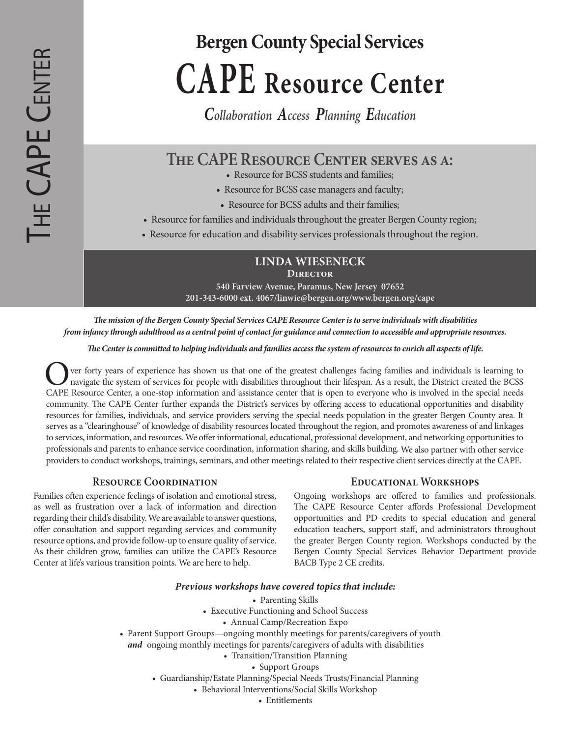The CAPE Center

## Bergen County Special Services

# CAPE Resource Center

***C**ollaboration **A**ccess **P**lanning **E**ducation*

## The CAPE Resource Center serves as a:

- Resource for BCSS students and families;
- Resource for BCSS case managers and faculty;
- Resource for BCSS adults and their families;
- Resource for families and individuals throughout the greater Bergen County region;
- Resource for education and disability services professionals throughout the region.

**LINDA WIESENECK**
**Director**
**540 Farview Avenue, Paramus, New Jersey 07652**
**201-343-6000 ext. 4067/linwie@bergen.org/www.bergen.org/cape**

***The mission of the Bergen County Special Services CAPE Resource Center is to serve individuals with disabilities from infancy through adulthood as a central point of contact for guidance and connection to accessible and appropriate resources.***

***The Center is committed to helping individuals and families access the system of resources to enrich all aspects of life.***

Over forty years of experience has shown us that one of the greatest challenges facing families and individuals is learning to navigate the system of services for people with disabilities throughout their lifespan. As a result, the District created the BCSS CAPE Resource Center, a one-stop information and assistance center that is open to everyone who is involved in the special needs community. The CAPE Center further expands the District's services by offering access to educational opportunities and disability resources for families, individuals, and service providers serving the special needs population in the greater Bergen County area. It serves as a "clearinghouse" of knowledge of disability resources located throughout the region, and promotes awareness of and linkages to services, information, and resources. We offer informational, educational, professional development, and networking opportunities to professionals and parents to enhance service coordination, information sharing, and skills building. We also partner with other service providers to conduct workshops, trainings, seminars, and other meetings related to their respective client services directly at the CAPE.

### Resource Coordination

Families often experience feelings of isolation and emotional stress, as well as frustration over a lack of information and direction regarding their child's disability. We are available to answer questions, offer consultation and support regarding services and community resource options, and provide follow-up to ensure quality of service. As their children grow, families can utilize the CAPE's Resource Center at life's various transition points. We are here to help.

### Educational Workshops

Ongoing workshops are offered to families and professionals. The CAPE Resource Center affords Professional Development opportunities and PD credits to special education and general education teachers, support staff, and administrators throughout the greater Bergen County region. Workshops conducted by the Bergen County Special Services Behavior Department provide BACB Type 2 CE credits.

***Previous workshops have covered topics that include:***

- Parenting Skills
- Executive Functioning and School Success
- Annual Camp/Recreation Expo
- Parent Support Groups—ongoing monthly meetings for parents/caregivers of youth ***and*** ongoing monthly meetings for parents/caregivers of adults with disabilities
- Transition/Transition Planning
- Support Groups
- Guardianship/Estate Planning/Special Needs Trusts/Financial Planning
- Behavioral Interventions/Social Skills Workshop
- Entitlements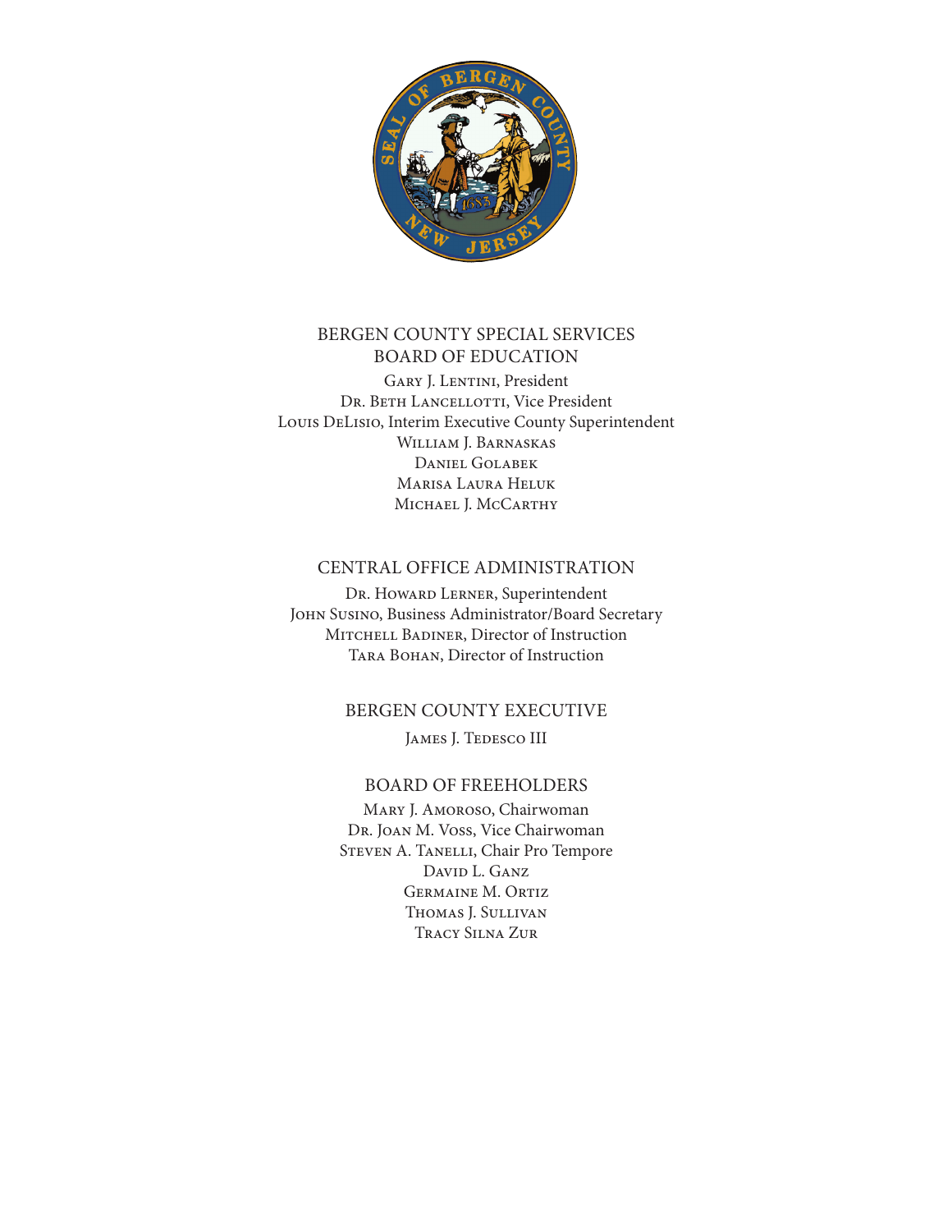## BERGEN COUNTY SPECIAL SERVICES BOARD OF EDUCATION

Gary J. Lentini, President
Dr. Beth Lancellotti, Vice President
Louis DeLisio, Interim Executive County Superintendent
William J. Barnaskas
Daniel Golabek
Marisa Laura Heluk
Michael J. McCarthy

## CENTRAL OFFICE ADMINISTRATION

Dr. Howard Lerner, Superintendent
John Susino, Business Administrator/Board Secretary
Mitchell Badiner, Director of Instruction
Tara Bohan, Director of Instruction

## BERGEN COUNTY EXECUTIVE

James J. Tedesco III

## BOARD OF FREEHOLDERS

Mary J. Amoroso, Chairwoman
Dr. Joan M. Voss, Vice Chairwoman
Steven A. Tanelli, Chair Pro Tempore
David L. Ganz
Germaine M. Ortiz
Thomas J. Sullivan
Tracy Silna Zur